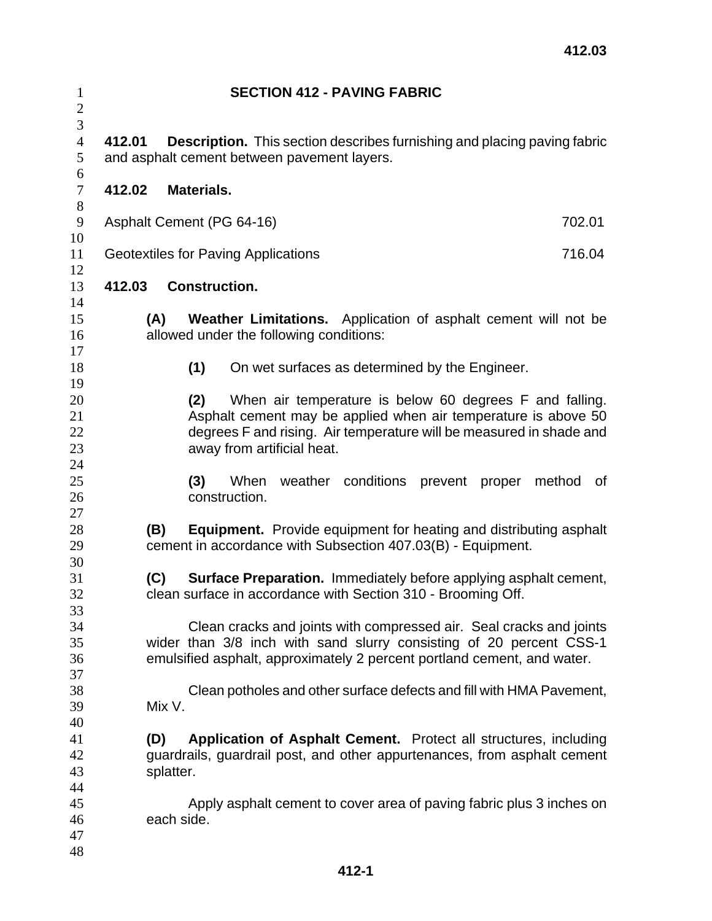# SECTION 412 - PAVING FABRIC

**412.01 Description.** This section describes furnishing and placing paving fabric and asphalt cement between pavement layers.

**412.02 Materials.**

| | |
|---|---|
| Asphalt Cement (PG 64-16) | 702.01 |
| Geotextiles for Paving Applications | 716.04 |

**412.03 Construction.**

**(A) Weather Limitations.** Application of asphalt cement will not be allowed under the following conditions:

**(1)** On wet surfaces as determined by the Engineer.

**(2)** When air temperature is below 60 degrees F and falling. Asphalt cement may be applied when air temperature is above 50 degrees F and rising. Air temperature will be measured in shade and away from artificial heat.

**(3)** When weather conditions prevent proper method of construction.

**(B) Equipment.** Provide equipment for heating and distributing asphalt cement in accordance with Subsection 407.03(B) - Equipment.

**(C) Surface Preparation.** Immediately before applying asphalt cement, clean surface in accordance with Section 310 - Brooming Off.

Clean cracks and joints with compressed air. Seal cracks and joints wider than 3/8 inch with sand slurry consisting of 20 percent CSS-1 emulsified asphalt, approximately 2 percent portland cement, and water.

Clean potholes and other surface defects and fill with HMA Pavement, Mix V.

**(D) Application of Asphalt Cement.** Protect all structures, including guardrails, guardrail post, and other appurtenances, from asphalt cement splatter.

Apply asphalt cement to cover area of paving fabric plus 3 inches on each side.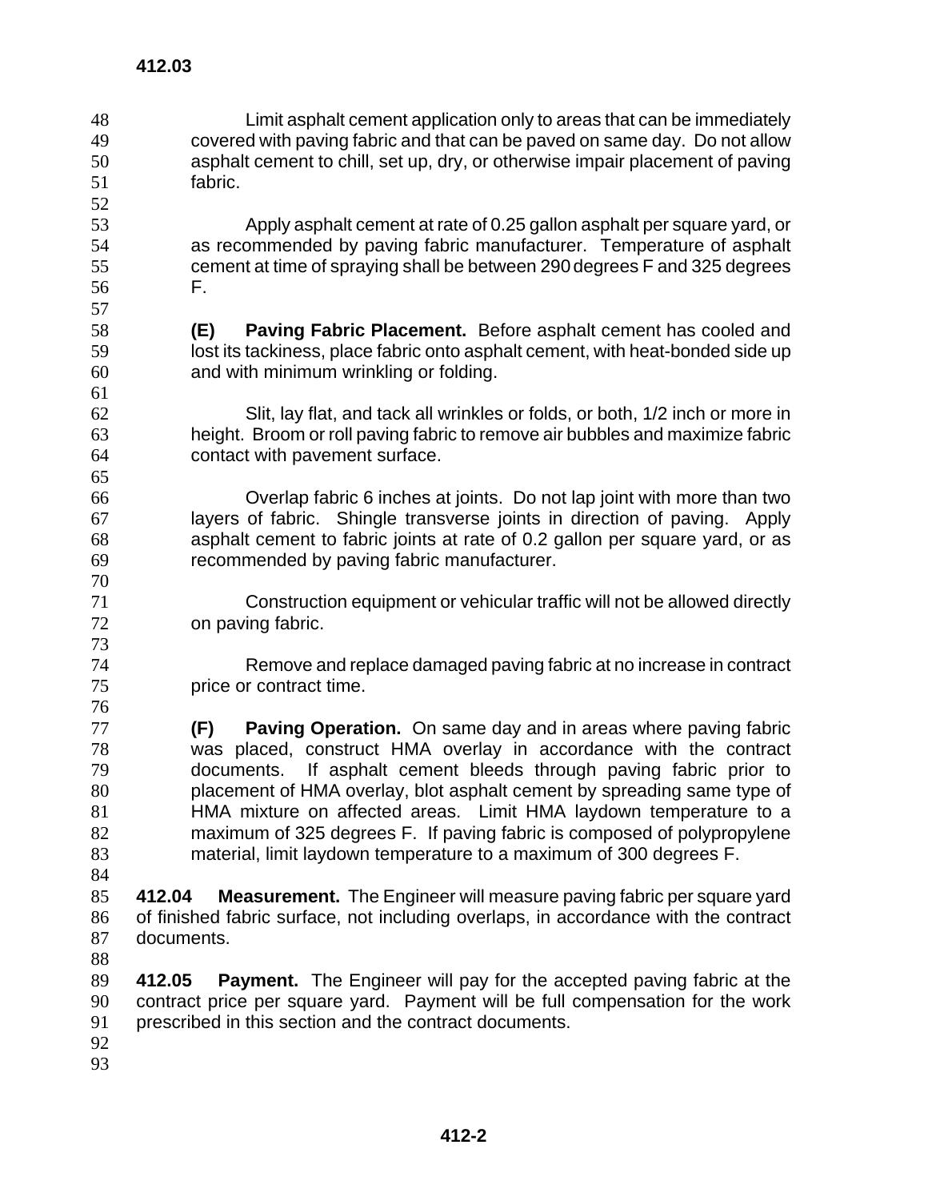Limit asphalt cement application only to areas that can be immediately covered with paving fabric and that can be paved on same day. Do not allow asphalt cement to chill, set up, dry, or otherwise impair placement of paving fabric.

Apply asphalt cement at rate of 0.25 gallon asphalt per square yard, or as recommended by paving fabric manufacturer. Temperature of asphalt cement at time of spraying shall be between 290 degrees F and 325 degrees F.

**(E) Paving Fabric Placement.** Before asphalt cement has cooled and lost its tackiness, place fabric onto asphalt cement, with heat-bonded side up and with minimum wrinkling or folding.

Slit, lay flat, and tack all wrinkles or folds, or both, 1/2 inch or more in height. Broom or roll paving fabric to remove air bubbles and maximize fabric contact with pavement surface.

Overlap fabric 6 inches at joints. Do not lap joint with more than two layers of fabric. Shingle transverse joints in direction of paving. Apply asphalt cement to fabric joints at rate of 0.2 gallon per square yard, or as recommended by paving fabric manufacturer.

Construction equipment or vehicular traffic will not be allowed directly on paving fabric.

Remove and replace damaged paving fabric at no increase in contract price or contract time.

**(F) Paving Operation.** On same day and in areas where paving fabric was placed, construct HMA overlay in accordance with the contract documents. If asphalt cement bleeds through paving fabric prior to placement of HMA overlay, blot asphalt cement by spreading same type of HMA mixture on affected areas. Limit HMA laydown temperature to a maximum of 325 degrees F. If paving fabric is composed of polypropylene material, limit laydown temperature to a maximum of 300 degrees F.

**412.04 Measurement.** The Engineer will measure paving fabric per square yard of finished fabric surface, not including overlaps, in accordance with the contract documents.

**412.05 Payment.** The Engineer will pay for the accepted paving fabric at the contract price per square yard. Payment will be full compensation for the work prescribed in this section and the contract documents.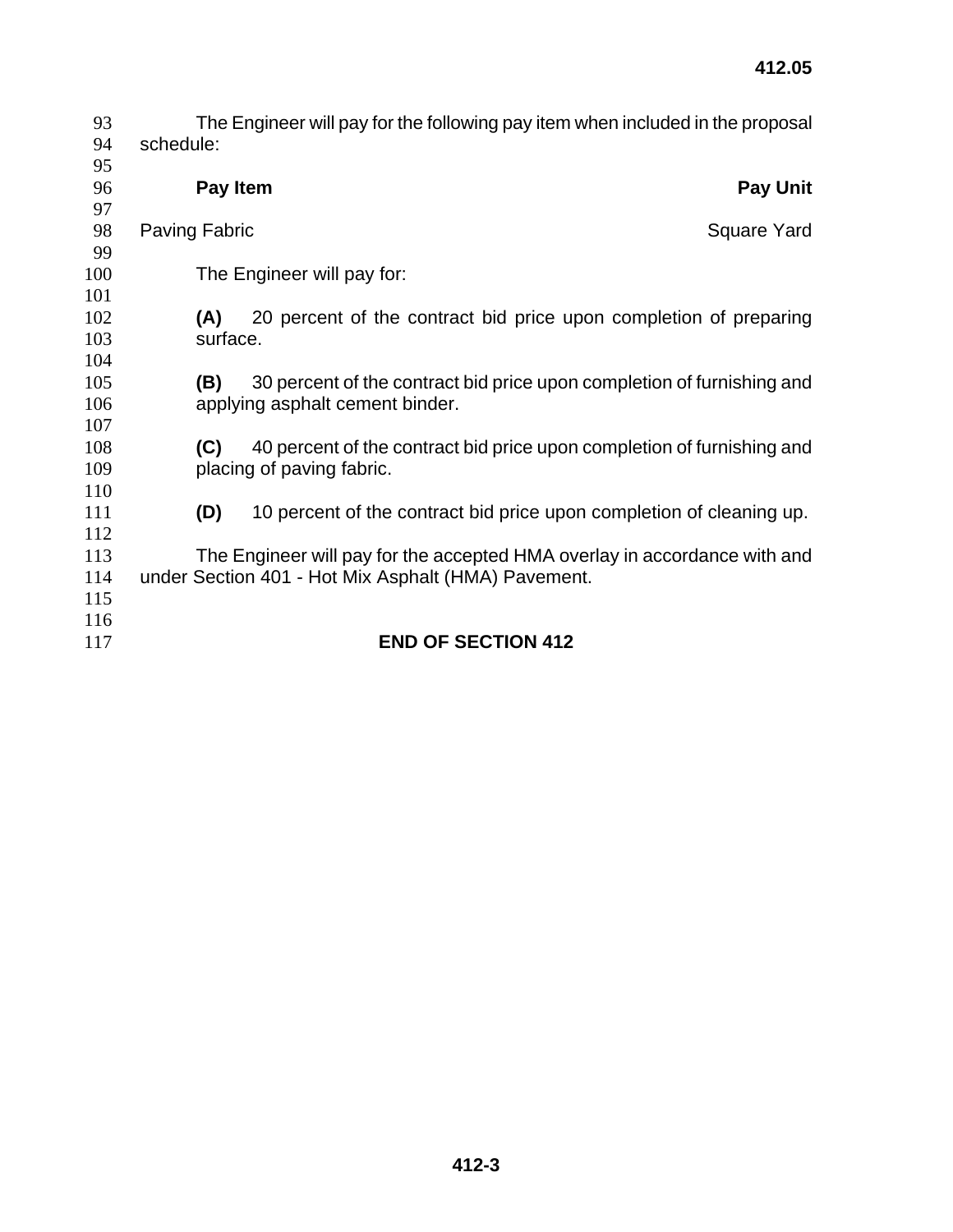The Engineer will pay for the following pay item when included in the proposal schedule:

| Pay Item | Pay Unit |
| --- | --- |
| Paving Fabric | Square Yard |

The Engineer will pay for:

**(A)** 20 percent of the contract bid price upon completion of preparing surface.

**(B)** 30 percent of the contract bid price upon completion of furnishing and applying asphalt cement binder.

**(C)** 40 percent of the contract bid price upon completion of furnishing and placing of paving fabric.

**(D)** 10 percent of the contract bid price upon completion of cleaning up.

The Engineer will pay for the accepted HMA overlay in accordance with and under Section 401 - Hot Mix Asphalt (HMA) Pavement.

**END OF SECTION 412**